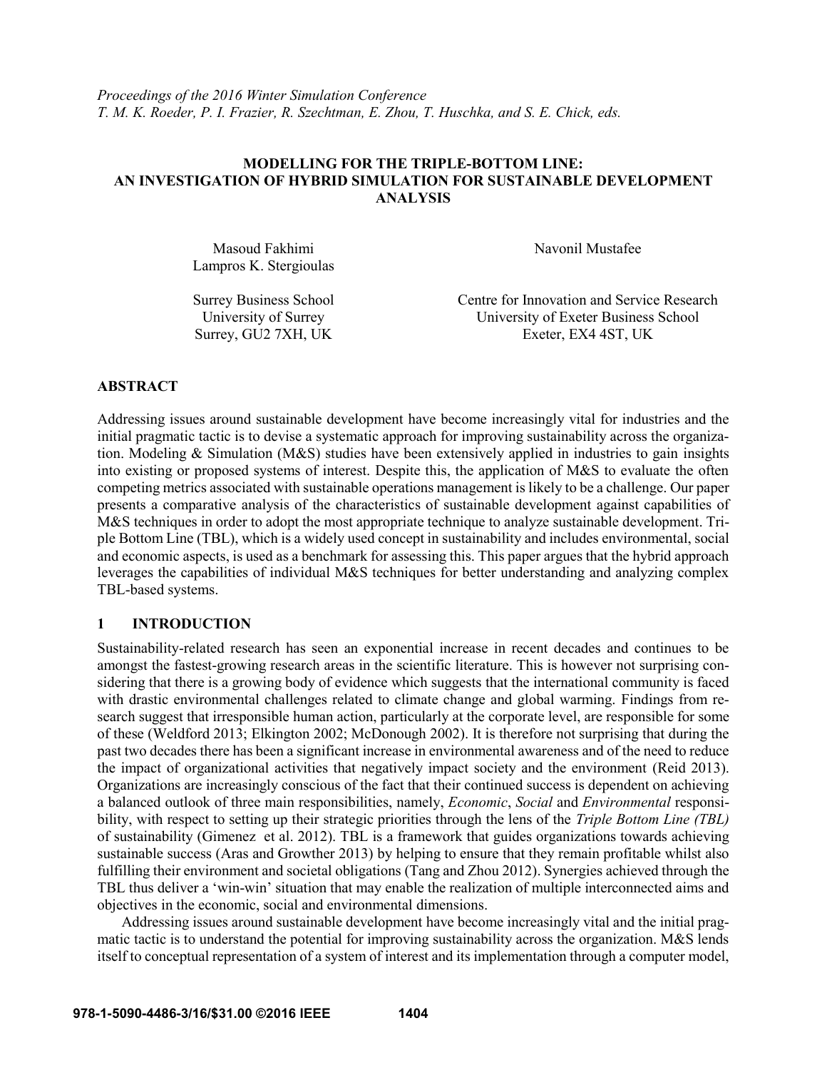*Proceedings of the 2016 Winter Simulation Conference*
*T. M. K. Roeder, P. I. Frazier, R. Szechtman, E. Zhou, T. Huschka, and S. E. Chick, eds.*

# MODELLING FOR THE TRIPLE-BOTTOM LINE: AN INVESTIGATION OF HYBRID SIMULATION FOR SUSTAINABLE DEVELOPMENT ANALYSIS

Masoud Fakhimi
Lampros K. Stergioulas

Surrey Business School
University of Surrey
Surrey, GU2 7XH, UK

Navonil Mustafee

Centre for Innovation and Service Research
University of Exeter Business School
Exeter, EX4 4ST, UK

## ABSTRACT

Addressing issues around sustainable development have become increasingly vital for industries and the initial pragmatic tactic is to devise a systematic approach for improving sustainability across the organization. Modeling & Simulation (M&S) studies have been extensively applied in industries to gain insights into existing or proposed systems of interest. Despite this, the application of M&S to evaluate the often competing metrics associated with sustainable operations management is likely to be a challenge. Our paper presents a comparative analysis of the characteristics of sustainable development against capabilities of M&S techniques in order to adopt the most appropriate technique to analyze sustainable development. Triple Bottom Line (TBL), which is a widely used concept in sustainability and includes environmental, social and economic aspects, is used as a benchmark for assessing this. This paper argues that the hybrid approach leverages the capabilities of individual M&S techniques for better understanding and analyzing complex TBL-based systems.

## 1 INTRODUCTION

Sustainability-related research has seen an exponential increase in recent decades and continues to be amongst the fastest-growing research areas in the scientific literature. This is however not surprising considering that there is a growing body of evidence which suggests that the international community is faced with drastic environmental challenges related to climate change and global warming. Findings from research suggest that irresponsible human action, particularly at the corporate level, are responsible for some of these (Weldford 2013; Elkington 2002; McDonough 2002). It is therefore not surprising that during the past two decades there has been a significant increase in environmental awareness and of the need to reduce the impact of organizational activities that negatively impact society and the environment (Reid 2013). Organizations are increasingly conscious of the fact that their continued success is dependent on achieving a balanced outlook of three main responsibilities, namely, *Economic*, *Social* and *Environmental* responsibility, with respect to setting up their strategic priorities through the lens of the *Triple Bottom Line (TBL)* of sustainability (Gimenez et al. 2012). TBL is a framework that guides organizations towards achieving sustainable success (Aras and Growther 2013) by helping to ensure that they remain profitable whilst also fulfilling their environment and societal obligations (Tang and Zhou 2012). Synergies achieved through the TBL thus deliver a 'win-win' situation that may enable the realization of multiple interconnected aims and objectives in the economic, social and environmental dimensions.

Addressing issues around sustainable development have become increasingly vital and the initial pragmatic tactic is to understand the potential for improving sustainability across the organization. M&S lends itself to conceptual representation of a system of interest and its implementation through a computer model,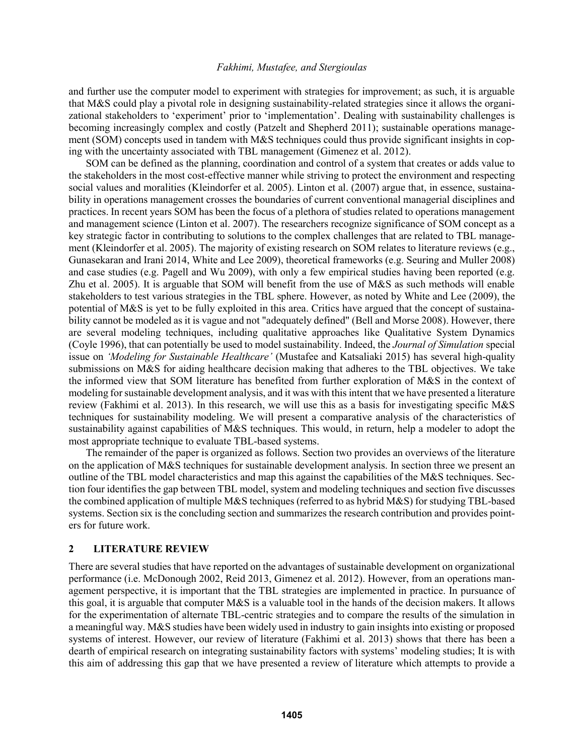and further use the computer model to experiment with strategies for improvement; as such, it is arguable that M&S could play a pivotal role in designing sustainability-related strategies since it allows the organizational stakeholders to 'experiment' prior to 'implementation'. Dealing with sustainability challenges is becoming increasingly complex and costly (Patzelt and Shepherd 2011); sustainable operations management (SOM) concepts used in tandem with M&S techniques could thus provide significant insights in coping with the uncertainty associated with TBL management (Gimenez et al. 2012).

SOM can be defined as the planning, coordination and control of a system that creates or adds value to the stakeholders in the most cost-effective manner while striving to protect the environment and respecting social values and moralities (Kleindorfer et al. 2005). Linton et al. (2007) argue that, in essence, sustainability in operations management crosses the boundaries of current conventional managerial disciplines and practices. In recent years SOM has been the focus of a plethora of studies related to operations management and management science (Linton et al. 2007). The researchers recognize significance of SOM concept as a key strategic factor in contributing to solutions to the complex challenges that are related to TBL management (Kleindorfer et al. 2005). The majority of existing research on SOM relates to literature reviews (e.g., Gunasekaran and Irani 2014, White and Lee 2009), theoretical frameworks (e.g. Seuring and Muller 2008) and case studies (e.g. Pagell and Wu 2009), with only a few empirical studies having been reported (e.g. Zhu et al. 2005). It is arguable that SOM will benefit from the use of M&S as such methods will enable stakeholders to test various strategies in the TBL sphere. However, as noted by White and Lee (2009), the potential of M&S is yet to be fully exploited in this area. Critics have argued that the concept of sustainability cannot be modeled as it is vague and not "adequately defined" (Bell and Morse 2008). However, there are several modeling techniques, including qualitative approaches like Qualitative System Dynamics (Coyle 1996), that can potentially be used to model sustainability. Indeed, the *Journal of Simulation* special issue on *'Modeling for Sustainable Healthcare'* (Mustafee and Katsaliaki 2015) has several high-quality submissions on M&S for aiding healthcare decision making that adheres to the TBL objectives. We take the informed view that SOM literature has benefited from further exploration of M&S in the context of modeling for sustainable development analysis, and it was with this intent that we have presented a literature review (Fakhimi et al. 2013). In this research, we will use this as a basis for investigating specific M&S techniques for sustainability modeling. We will present a comparative analysis of the characteristics of sustainability against capabilities of M&S techniques. This would, in return, help a modeler to adopt the most appropriate technique to evaluate TBL-based systems.

The remainder of the paper is organized as follows. Section two provides an overviews of the literature on the application of M&S techniques for sustainable development analysis. In section three we present an outline of the TBL model characteristics and map this against the capabilities of the M&S techniques. Section four identifies the gap between TBL model, system and modeling techniques and section five discusses the combined application of multiple M&S techniques (referred to as hybrid M&S) for studying TBL-based systems. Section six is the concluding section and summarizes the research contribution and provides pointers for future work.

## 2 LITERATURE REVIEW

There are several studies that have reported on the advantages of sustainable development on organizational performance (i.e. McDonough 2002, Reid 2013, Gimenez et al. 2012). However, from an operations management perspective, it is important that the TBL strategies are implemented in practice. In pursuance of this goal, it is arguable that computer M&S is a valuable tool in the hands of the decision makers. It allows for the experimentation of alternate TBL-centric strategies and to compare the results of the simulation in a meaningful way. M&S studies have been widely used in industry to gain insights into existing or proposed systems of interest. However, our review of literature (Fakhimi et al. 2013) shows that there has been a dearth of empirical research on integrating sustainability factors with systems' modeling studies; It is with this aim of addressing this gap that we have presented a review of literature which attempts to provide a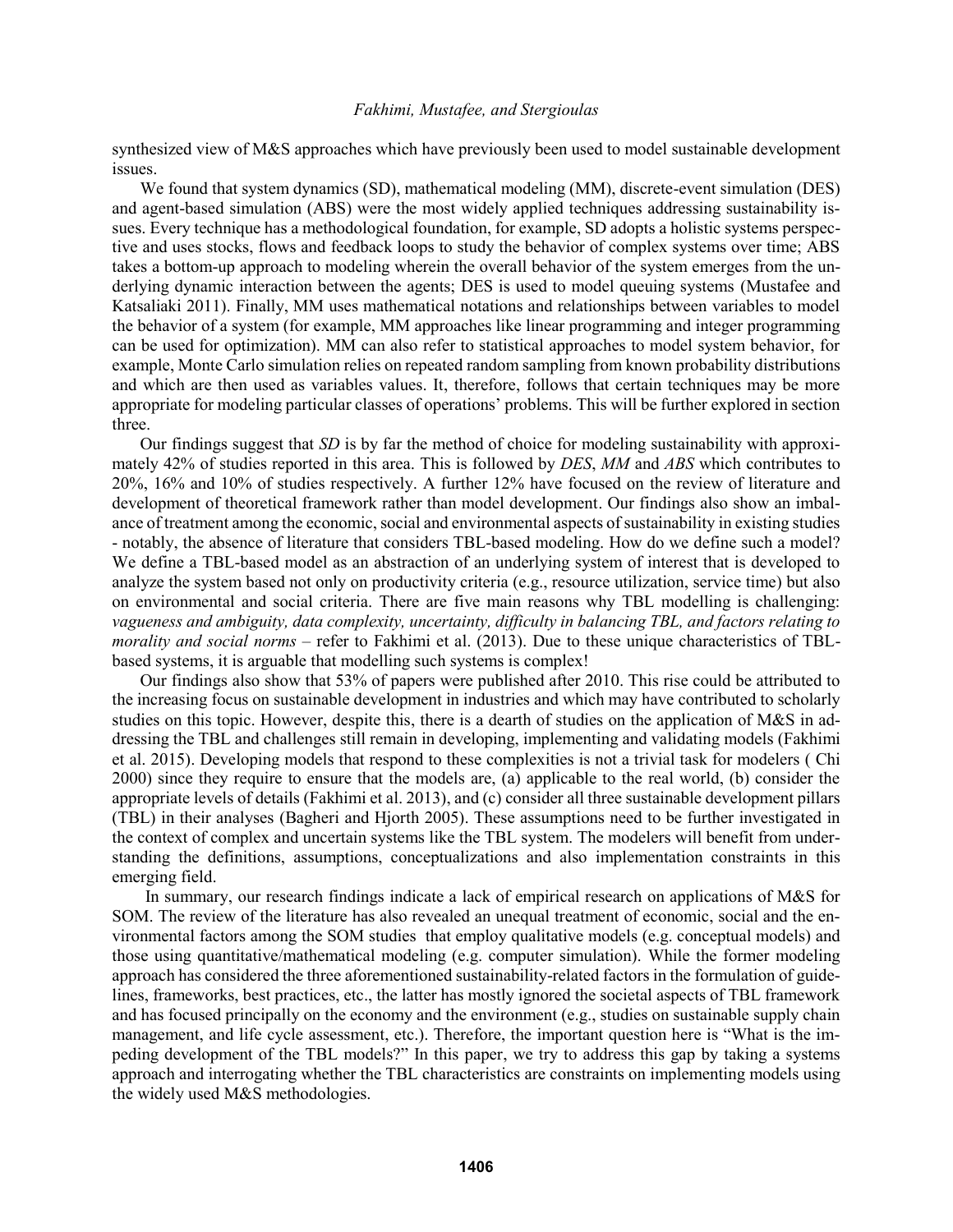synthesized view of M&S approaches which have previously been used to model sustainable development issues.

We found that system dynamics (SD), mathematical modeling (MM), discrete-event simulation (DES) and agent-based simulation (ABS) were the most widely applied techniques addressing sustainability issues. Every technique has a methodological foundation, for example, SD adopts a holistic systems perspective and uses stocks, flows and feedback loops to study the behavior of complex systems over time; ABS takes a bottom-up approach to modeling wherein the overall behavior of the system emerges from the underlying dynamic interaction between the agents; DES is used to model queuing systems (Mustafee and Katsaliaki 2011). Finally, MM uses mathematical notations and relationships between variables to model the behavior of a system (for example, MM approaches like linear programming and integer programming can be used for optimization). MM can also refer to statistical approaches to model system behavior, for example, Monte Carlo simulation relies on repeated random sampling from known probability distributions and which are then used as variables values. It, therefore, follows that certain techniques may be more appropriate for modeling particular classes of operations' problems. This will be further explored in section three.

Our findings suggest that *SD* is by far the method of choice for modeling sustainability with approximately 42% of studies reported in this area. This is followed by *DES*, *MM* and *ABS* which contributes to 20%, 16% and 10% of studies respectively. A further 12% have focused on the review of literature and development of theoretical framework rather than model development. Our findings also show an imbalance of treatment among the economic, social and environmental aspects of sustainability in existing studies - notably, the absence of literature that considers TBL-based modeling. How do we define such a model? We define a TBL-based model as an abstraction of an underlying system of interest that is developed to analyze the system based not only on productivity criteria (e.g., resource utilization, service time) but also on environmental and social criteria. There are five main reasons why TBL modelling is challenging: *vagueness and ambiguity, data complexity, uncertainty, difficulty in balancing TBL, and factors relating to morality and social norms* – refer to Fakhimi et al. (2013). Due to these unique characteristics of TBL-based systems, it is arguable that modelling such systems is complex!

Our findings also show that 53% of papers were published after 2010. This rise could be attributed to the increasing focus on sustainable development in industries and which may have contributed to scholarly studies on this topic. However, despite this, there is a dearth of studies on the application of M&S in addressing the TBL and challenges still remain in developing, implementing and validating models (Fakhimi et al. 2015). Developing models that respond to these complexities is not a trivial task for modelers ( Chi 2000) since they require to ensure that the models are, (a) applicable to the real world, (b) consider the appropriate levels of details (Fakhimi et al. 2013), and (c) consider all three sustainable development pillars (TBL) in their analyses (Bagheri and Hjorth 2005). These assumptions need to be further investigated in the context of complex and uncertain systems like the TBL system. The modelers will benefit from understanding the definitions, assumptions, conceptualizations and also implementation constraints in this emerging field.

In summary, our research findings indicate a lack of empirical research on applications of M&S for SOM. The review of the literature has also revealed an unequal treatment of economic, social and the environmental factors among the SOM studies that employ qualitative models (e.g. conceptual models) and those using quantitative/mathematical modeling (e.g. computer simulation). While the former modeling approach has considered the three aforementioned sustainability-related factors in the formulation of guidelines, frameworks, best practices, etc., the latter has mostly ignored the societal aspects of TBL framework and has focused principally on the economy and the environment (e.g., studies on sustainable supply chain management, and life cycle assessment, etc.). Therefore, the important question here is "What is the impeding development of the TBL models?" In this paper, we try to address this gap by taking a systems approach and interrogating whether the TBL characteristics are constraints on implementing models using the widely used M&S methodologies.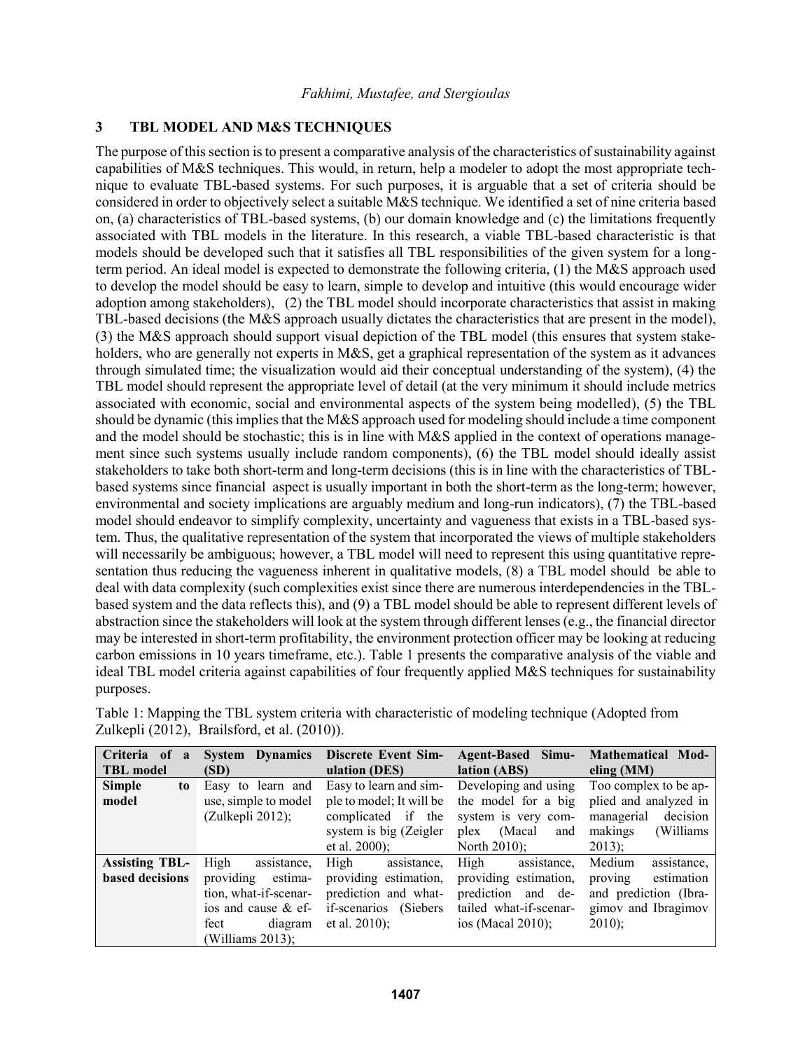## 3 TBL MODEL AND M&S TECHNIQUES

The purpose of this section is to present a comparative analysis of the characteristics of sustainability against capabilities of M&S techniques. This would, in return, help a modeler to adopt the most appropriate technique to evaluate TBL-based systems. For such purposes, it is arguable that a set of criteria should be considered in order to objectively select a suitable M&S technique. We identified a set of nine criteria based on, (a) characteristics of TBL-based systems, (b) our domain knowledge and (c) the limitations frequently associated with TBL models in the literature. In this research, a viable TBL-based characteristic is that models should be developed such that it satisfies all TBL responsibilities of the given system for a long-term period. An ideal model is expected to demonstrate the following criteria, (1) the M&S approach used to develop the model should be easy to learn, simple to develop and intuitive (this would encourage wider adoption among stakeholders), (2) the TBL model should incorporate characteristics that assist in making TBL-based decisions (the M&S approach usually dictates the characteristics that are present in the model), (3) the M&S approach should support visual depiction of the TBL model (this ensures that system stakeholders, who are generally not experts in M&S, get a graphical representation of the system as it advances through simulated time; the visualization would aid their conceptual understanding of the system), (4) the TBL model should represent the appropriate level of detail (at the very minimum it should include metrics associated with economic, social and environmental aspects of the system being modelled), (5) the TBL should be dynamic (this implies that the M&S approach used for modeling should include a time component and the model should be stochastic; this is in line with M&S applied in the context of operations management since such systems usually include random components), (6) the TBL model should ideally assist stakeholders to take both short-term and long-term decisions (this is in line with the characteristics of TBL-based systems since financial aspect is usually important in both the short-term as the long-term; however, environmental and society implications are arguably medium and long-run indicators), (7) the TBL-based model should endeavor to simplify complexity, uncertainty and vagueness that exists in a TBL-based system. Thus, the qualitative representation of the system that incorporated the views of multiple stakeholders will necessarily be ambiguous; however, a TBL model will need to represent this using quantitative representation thus reducing the vagueness inherent in qualitative models, (8) a TBL model should be able to deal with data complexity (such complexities exist since there are numerous interdependencies in the TBL-based system and the data reflects this), and (9) a TBL model should be able to represent different levels of abstraction since the stakeholders will look at the system through different lenses (e.g., the financial director may be interested in short-term profitability, the environment protection officer may be looking at reducing carbon emissions in 10 years timeframe, etc.). Table 1 presents the comparative analysis of the viable and ideal TBL model criteria against capabilities of four frequently applied M&S techniques for sustainability purposes.

Table 1: Mapping the TBL system criteria with characteristic of modeling technique (Adopted from Zulkepli (2012), Brailsford, et al. (2010)).

| Criteria of a TBL model | System Dynamics (SD) | Discrete Event Simulation (DES) | Agent-Based Simulation (ABS) | Mathematical Modeling (MM) |
|---|---|---|---|---|
| **Simple to model** | Easy to learn and use, simple to model (Zulkepli 2012); | Easy to learn and simple to model; It will be complicated if the system is big (Zeigler et al. 2000); | Developing and using the model for a big system is very complex (Macal and North 2010); | Too complex to be applied and analyzed in managerial decision makings (Williams 2013); |
| **Assisting TBL-based decisions** | High assistance, providing estimation, what-if-scenarios and cause & effect diagram (Williams 2013); | High assistance, providing estimation, prediction and what-if-scenarios (Siebers et al. 2010); | High assistance, providing estimation, prediction and detailed what-if-scenarios (Macal 2010); | Medium assistance, proving estimation and prediction (Ibragimov and Ibragimov 2010); |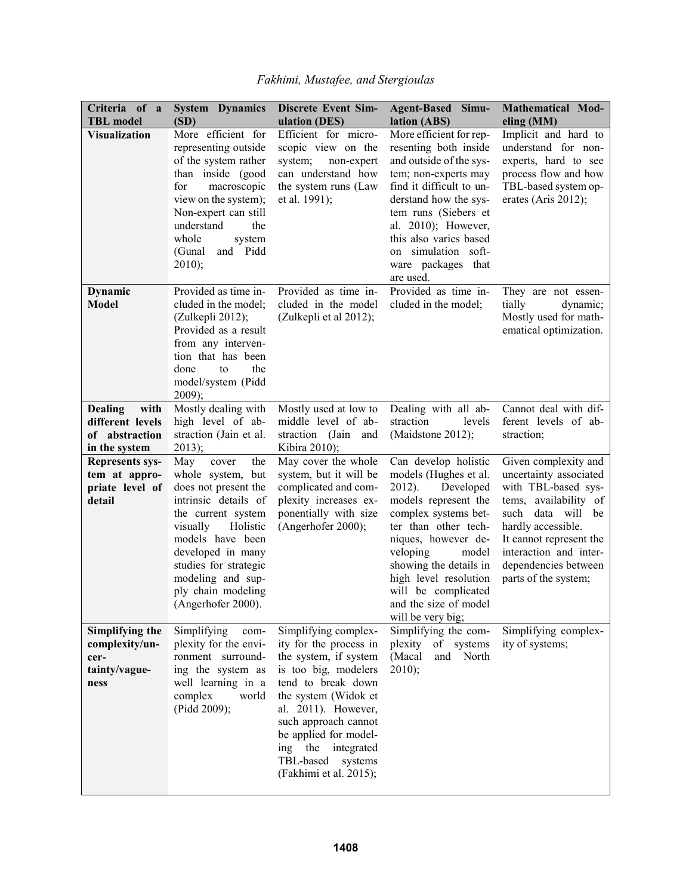| Criteria of a TBL model | System Dynamics (SD) | Discrete Event Simulation (DES) | Agent-Based Simulation (ABS) | Mathematical Modeling (MM) |
|---|---|---|---|---|
| **Visualization** | More efficient for representing outside of the system rather than inside (good for macroscopic view on the system); Non-expert can still understand the whole system (Gunal and Pidd 2010); | Efficient for microscopic view on the system; non-expert can understand how the system runs (Law et al. 1991); | More efficient for representing both inside and outside of the system; non-experts may find it difficult to understand how the system runs (Siebers et al. 2010); However, this also varies based on simulation software packages that are used. | Implicit and hard to understand for non-experts, hard to see process flow and how TBL-based system operates (Aris 2012); |
| **Dynamic Model** | Provided as time included in the model; (Zulkepli 2012); Provided as a result from any intervention that has been done to the model/system (Pidd 2009); | Provided as time included in the model (Zulkepli et al 2012); | Provided as time included in the model; | They are not essentially dynamic; Mostly used for mathematical optimization. |
| **Dealing with different levels of abstraction in the system** | Mostly dealing with high level of abstraction (Jain et al. 2013); | Mostly used at low to middle level of abstraction (Jain and Kibira 2010); | Dealing with all abstraction levels (Maidstone 2012); | Cannot deal with different levels of abstraction; |
| **Represents system at appropriate level of detail** | May cover the whole system, but it does not present the intrinsic details of the current system visually Holistic models have been developed in many studies for strategic modeling and supply chain modeling (Angerhofer 2000). | May cover the whole system, but it will be complicated and complexity increases exponentially with size (Angerhofer 2000); | Can develop holistic models (Hughes et al. 2012). Developed models represent the complex systems better than other techniques, however developing model showing the details in high level resolution will be complicated and the size of model will be very big; | Given complexity and uncertainty associated with TBL-based systems, availability of such data will be hardly accessible. It cannot represent the interaction and interdependencies between parts of the system; |
| **Simplifying the complexity/uncertainty/vagueness** | Simplifying complexity for the environment surrounding the system as well learning in a complex world (Pidd 2009); | Simplifying complexity for the process in the system, if system is too big, modelers tend to break down the system (Widok et al. 2011). However, such approach cannot be applied for modeling the integrated TBL-based systems (Fakhimi et al. 2015); | Simplifying the complexity of systems (Macal and North 2010); | Simplifying complexity of systems; |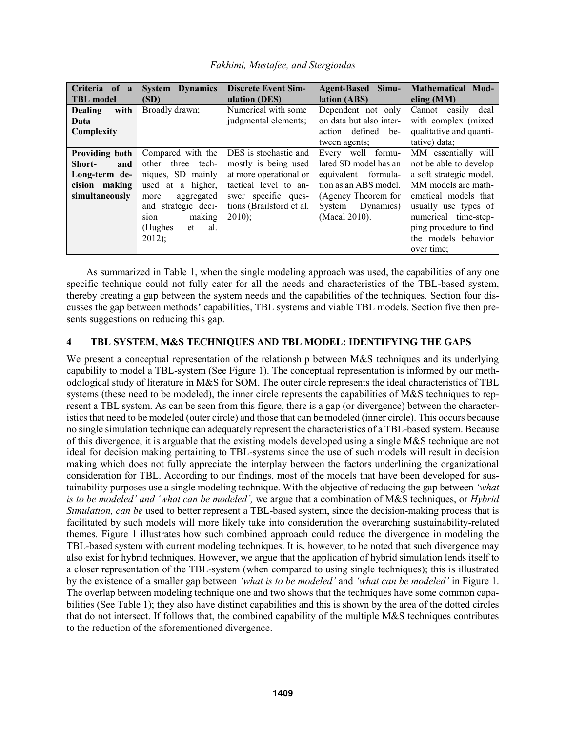| Criteria of a TBL model | System Dynamics (SD) | Discrete Event Simulation (DES) | Agent-Based Simulation (ABS) | Mathematical Modeling (MM) |
| --- | --- | --- | --- | --- |
| **Dealing with Data Complexity** | Broadly drawn; | Numerical with some judgmental elements; | Dependent not only on data but also interaction defined between agents; | Cannot easily deal with complex (mixed qualitative and quantitative) data; |
| **Providing both Short- and Long-term decision making simultaneously** | Compared with the other three techniques, SD mainly used at a higher, more aggregated and strategic decision making (Hughes et al. 2012); | DES is stochastic and mostly is being used at more operational or tactical level to answer specific questions (Brailsford et al. 2010); | Every well formulated SD model has an equivalent formulation as an ABS model. (Agency Theorem for System Dynamics) (Macal 2010). | MM essentially will not be able to develop a soft strategic model. MM models are mathematical models that usually use types of numerical time-stepping procedure to find the models behavior over time; |

As summarized in Table 1, when the single modeling approach was used, the capabilities of any one specific technique could not fully cater for all the needs and characteristics of the TBL-based system, thereby creating a gap between the system needs and the capabilities of the techniques. Section four discusses the gap between methods' capabilities, TBL systems and viable TBL models. Section five then presents suggestions on reducing this gap.

## 4 TBL SYSTEM, M&S TECHNIQUES AND TBL MODEL: IDENTIFYING THE GAPS

We present a conceptual representation of the relationship between M&S techniques and its underlying capability to model a TBL-system (See Figure 1). The conceptual representation is informed by our methodological study of literature in M&S for SOM. The outer circle represents the ideal characteristics of TBL systems (these need to be modeled), the inner circle represents the capabilities of M&S techniques to represent a TBL system. As can be seen from this figure, there is a gap (or divergence) between the characteristics that need to be modeled (outer circle) and those that can be modeled (inner circle). This occurs because no single simulation technique can adequately represent the characteristics of a TBL-based system. Because of this divergence, it is arguable that the existing models developed using a single M&S technique are not ideal for decision making pertaining to TBL-systems since the use of such models will result in decision making which does not fully appreciate the interplay between the factors underlining the organizational consideration for TBL. According to our findings, most of the models that have been developed for sustainability purposes use a single modeling technique. With the objective of reducing the gap between *'what is to be modeled' and 'what can be modeled',* we argue that a combination of M&S techniques, or *Hybrid Simulation, can be* used to better represent a TBL-based system, since the decision-making process that is facilitated by such models will more likely take into consideration the overarching sustainability-related themes. Figure 1 illustrates how such combined approach could reduce the divergence in modeling the TBL-based system with current modeling techniques. It is, however, to be noted that such divergence may also exist for hybrid techniques. However, we argue that the application of hybrid simulation lends itself to a closer representation of the TBL-system (when compared to using single techniques); this is illustrated by the existence of a smaller gap between *'what is to be modeled'* and *'what can be modeled'* in Figure 1. The overlap between modeling technique one and two shows that the techniques have some common capabilities (See Table 1); they also have distinct capabilities and this is shown by the area of the dotted circles that do not intersect. If follows that, the combined capability of the multiple M&S techniques contributes to the reduction of the aforementioned divergence.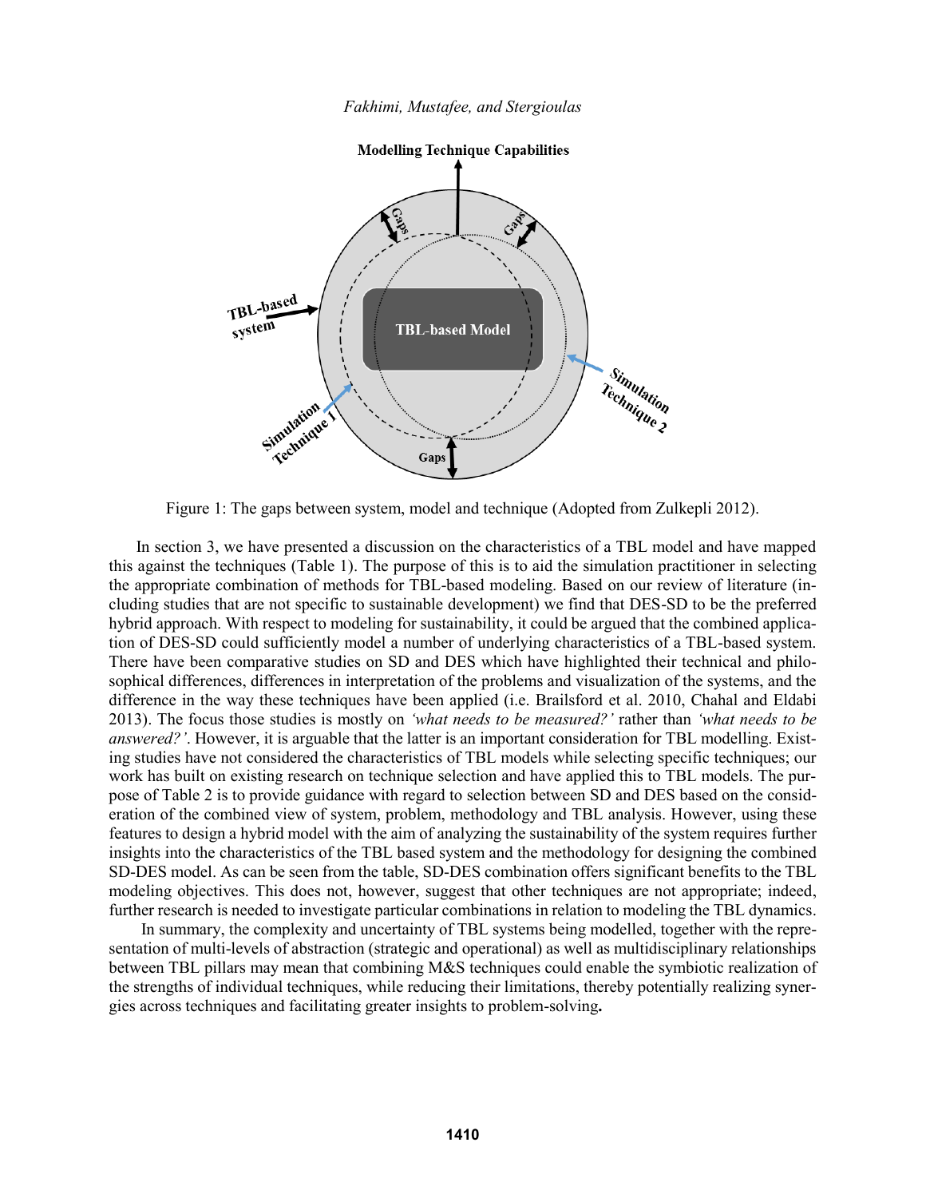Modelling Technique Capabilities

Gaps

Gaps

TBL-based system

TBL-based Model

Simulation Technique 2

Simulation Technique 1

Gaps

Figure 1: The gaps between system, model and technique (Adopted from Zulkepli 2012).

In section 3, we have presented a discussion on the characteristics of a TBL model and have mapped this against the techniques (Table 1). The purpose of this is to aid the simulation practitioner in selecting the appropriate combination of methods for TBL-based modeling. Based on our review of literature (including studies that are not specific to sustainable development) we find that DES-SD to be the preferred hybrid approach. With respect to modeling for sustainability, it could be argued that the combined application of DES-SD could sufficiently model a number of underlying characteristics of a TBL-based system. There have been comparative studies on SD and DES which have highlighted their technical and philosophical differences, differences in interpretation of the problems and visualization of the systems, and the difference in the way these techniques have been applied (i.e. Brailsford et al. 2010, Chahal and Eldabi 2013). The focus those studies is mostly on *'what needs to be measured?'* rather than *'what needs to be answered?'*. However, it is arguable that the latter is an important consideration for TBL modelling. Existing studies have not considered the characteristics of TBL models while selecting specific techniques; our work has built on existing research on technique selection and have applied this to TBL models. The purpose of Table 2 is to provide guidance with regard to selection between SD and DES based on the consideration of the combined view of system, problem, methodology and TBL analysis. However, using these features to design a hybrid model with the aim of analyzing the sustainability of the system requires further insights into the characteristics of the TBL based system and the methodology for designing the combined SD-DES model. As can be seen from the table, SD-DES combination offers significant benefits to the TBL modeling objectives. This does not, however, suggest that other techniques are not appropriate; indeed, further research is needed to investigate particular combinations in relation to modeling the TBL dynamics.

In summary, the complexity and uncertainty of TBL systems being modelled, together with the representation of multi-levels of abstraction (strategic and operational) as well as multidisciplinary relationships between TBL pillars may mean that combining M&S techniques could enable the symbiotic realization of the strengths of individual techniques, while reducing their limitations, thereby potentially realizing synergies across techniques and facilitating greater insights to problem-solving**.**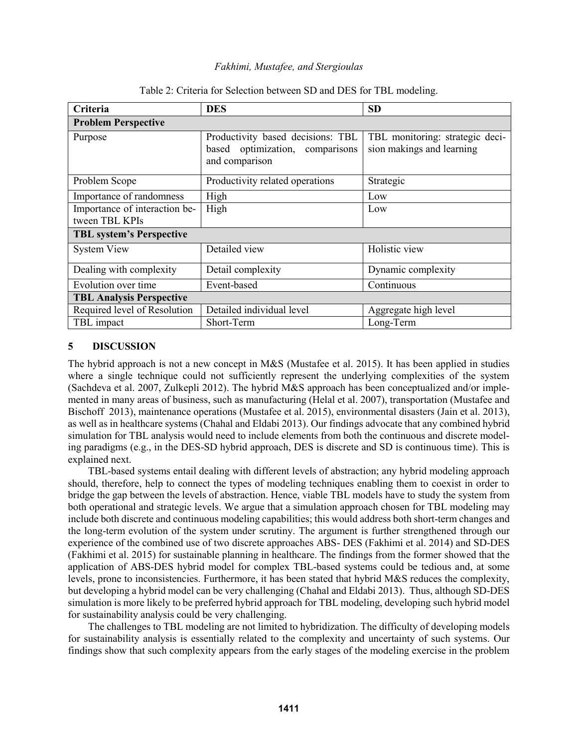Table 2: Criteria for Selection between SD and DES for TBL modeling.

| Criteria | DES | SD |
|---|---|---|
| **Problem Perspective** | | |
| Purpose | Productivity based decisions: TBL based optimization, comparisons and comparison | TBL monitoring: strategic decision makings and learning |
| Problem Scope | Productivity related operations | Strategic |
| Importance of randomness | High | Low |
| Importance of interaction between TBL KPIs | High | Low |
| **TBL system's Perspective** | | |
| System View | Detailed view | Holistic view |
| Dealing with complexity | Detail complexity | Dynamic complexity |
| Evolution over time | Event-based | Continuous |
| **TBL Analysis Perspective** | | |
| Required level of Resolution | Detailed individual level | Aggregate high level |
| TBL impact | Short-Term | Long-Term |

## 5 DISCUSSION

The hybrid approach is not a new concept in M&S (Mustafee et al. 2015). It has been applied in studies where a single technique could not sufficiently represent the underlying complexities of the system (Sachdeva et al. 2007, Zulkepli 2012). The hybrid M&S approach has been conceptualized and/or implemented in many areas of business, such as manufacturing (Helal et al. 2007), transportation (Mustafee and Bischoff 2013), maintenance operations (Mustafee et al. 2015), environmental disasters (Jain et al. 2013), as well as in healthcare systems (Chahal and Eldabi 2013). Our findings advocate that any combined hybrid simulation for TBL analysis would need to include elements from both the continuous and discrete modeling paradigms (e.g., in the DES-SD hybrid approach, DES is discrete and SD is continuous time). This is explained next.

TBL-based systems entail dealing with different levels of abstraction; any hybrid modeling approach should, therefore, help to connect the types of modeling techniques enabling them to coexist in order to bridge the gap between the levels of abstraction. Hence, viable TBL models have to study the system from both operational and strategic levels. We argue that a simulation approach chosen for TBL modeling may include both discrete and continuous modeling capabilities; this would address both short-term changes and the long-term evolution of the system under scrutiny. The argument is further strengthened through our experience of the combined use of two discrete approaches ABS- DES (Fakhimi et al. 2014) and SD-DES (Fakhimi et al. 2015) for sustainable planning in healthcare. The findings from the former showed that the application of ABS-DES hybrid model for complex TBL-based systems could be tedious and, at some levels, prone to inconsistencies. Furthermore, it has been stated that hybrid M&S reduces the complexity, but developing a hybrid model can be very challenging (Chahal and Eldabi 2013). Thus, although SD-DES simulation is more likely to be preferred hybrid approach for TBL modeling, developing such hybrid model for sustainability analysis could be very challenging.

The challenges to TBL modeling are not limited to hybridization. The difficulty of developing models for sustainability analysis is essentially related to the complexity and uncertainty of such systems. Our findings show that such complexity appears from the early stages of the modeling exercise in the problem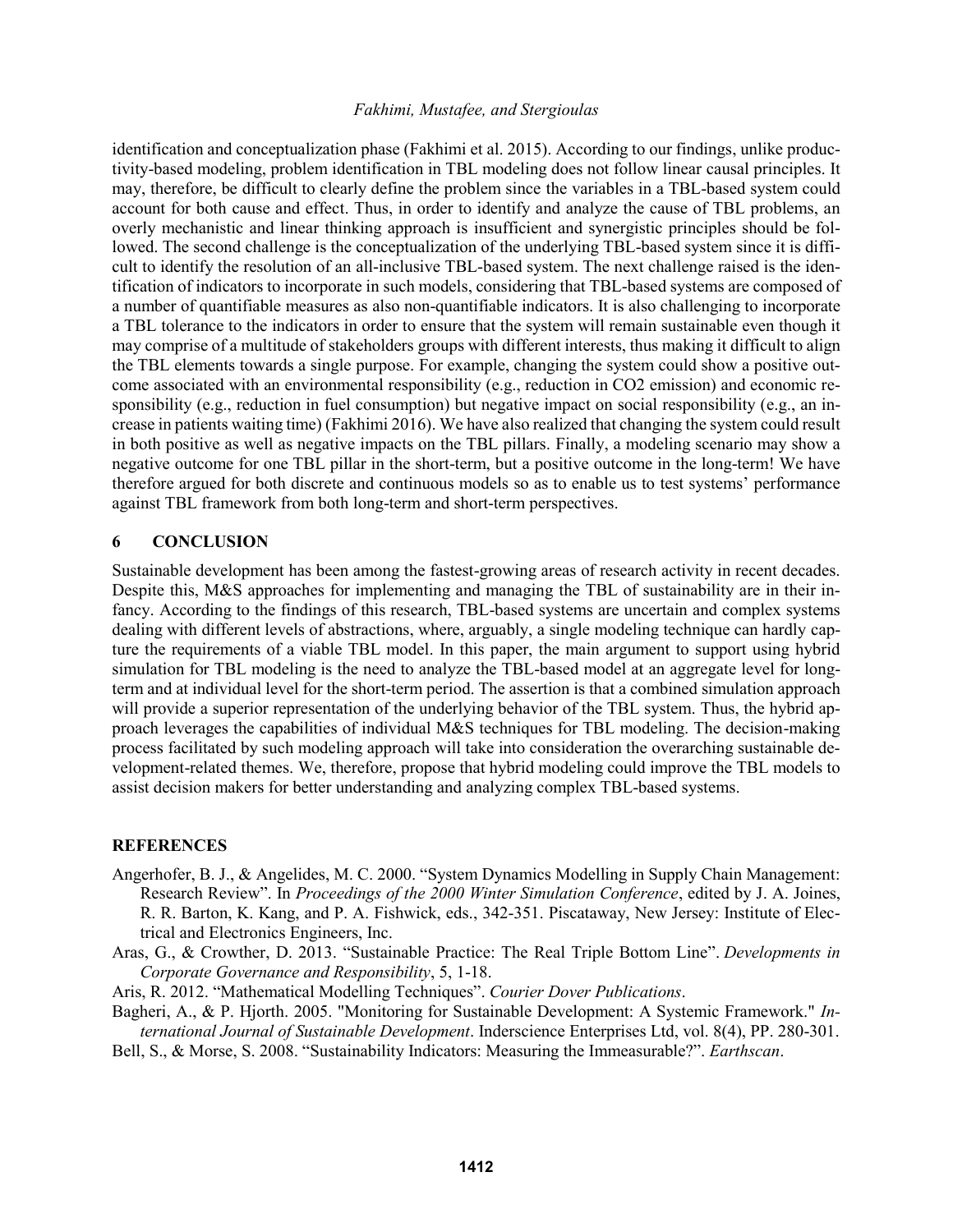identification and conceptualization phase (Fakhimi et al. 2015). According to our findings, unlike productivity-based modeling, problem identification in TBL modeling does not follow linear causal principles. It may, therefore, be difficult to clearly define the problem since the variables in a TBL-based system could account for both cause and effect. Thus, in order to identify and analyze the cause of TBL problems, an overly mechanistic and linear thinking approach is insufficient and synergistic principles should be followed. The second challenge is the conceptualization of the underlying TBL-based system since it is difficult to identify the resolution of an all-inclusive TBL-based system. The next challenge raised is the identification of indicators to incorporate in such models, considering that TBL-based systems are composed of a number of quantifiable measures as also non-quantifiable indicators. It is also challenging to incorporate a TBL tolerance to the indicators in order to ensure that the system will remain sustainable even though it may comprise of a multitude of stakeholders groups with different interests, thus making it difficult to align the TBL elements towards a single purpose. For example, changing the system could show a positive outcome associated with an environmental responsibility (e.g., reduction in $CO_2$ emission) and economic responsibility (e.g., reduction in fuel consumption) but negative impact on social responsibility (e.g., an increase in patients waiting time) (Fakhimi 2016). We have also realized that changing the system could result in both positive as well as negative impacts on the TBL pillars. Finally, a modeling scenario may show a negative outcome for one TBL pillar in the short-term, but a positive outcome in the long-term! We have therefore argued for both discrete and continuous models so as to enable us to test systems' performance against TBL framework from both long-term and short-term perspectives.

## 6 CONCLUSION

Sustainable development has been among the fastest-growing areas of research activity in recent decades. Despite this, M&S approaches for implementing and managing the TBL of sustainability are in their infancy. According to the findings of this research, TBL-based systems are uncertain and complex systems dealing with different levels of abstractions, where, arguably, a single modeling technique can hardly capture the requirements of a viable TBL model. In this paper, the main argument to support using hybrid simulation for TBL modeling is the need to analyze the TBL-based model at an aggregate level for long-term and at individual level for the short-term period. The assertion is that a combined simulation approach will provide a superior representation of the underlying behavior of the TBL system. Thus, the hybrid approach leverages the capabilities of individual M&S techniques for TBL modeling. The decision-making process facilitated by such modeling approach will take into consideration the overarching sustainable development-related themes. We, therefore, propose that hybrid modeling could improve the TBL models to assist decision makers for better understanding and analyzing complex TBL-based systems.

## REFERENCES

Angerhofer, B. J., & Angelides, M. C. 2000. "System Dynamics Modelling in Supply Chain Management: Research Review". In *Proceedings of the 2000 Winter Simulation Conference*, edited by J. A. Joines, R. R. Barton, K. Kang, and P. A. Fishwick, eds., 342-351. Piscataway, New Jersey: Institute of Electrical and Electronics Engineers, Inc.

Aras, G., & Crowther, D. 2013. "Sustainable Practice: The Real Triple Bottom Line". *Developments in Corporate Governance and Responsibility*, 5, 1-18.

Aris, R. 2012. "Mathematical Modelling Techniques". *Courier Dover Publications*.

Bagheri, A., & P. Hjorth. 2005. "Monitoring for Sustainable Development: A Systemic Framework." *International Journal of Sustainable Development*. Inderscience Enterprises Ltd, vol. 8(4), PP. 280-301.

Bell, S., & Morse, S. 2008. "Sustainability Indicators: Measuring the Immeasurable?". *Earthscan*.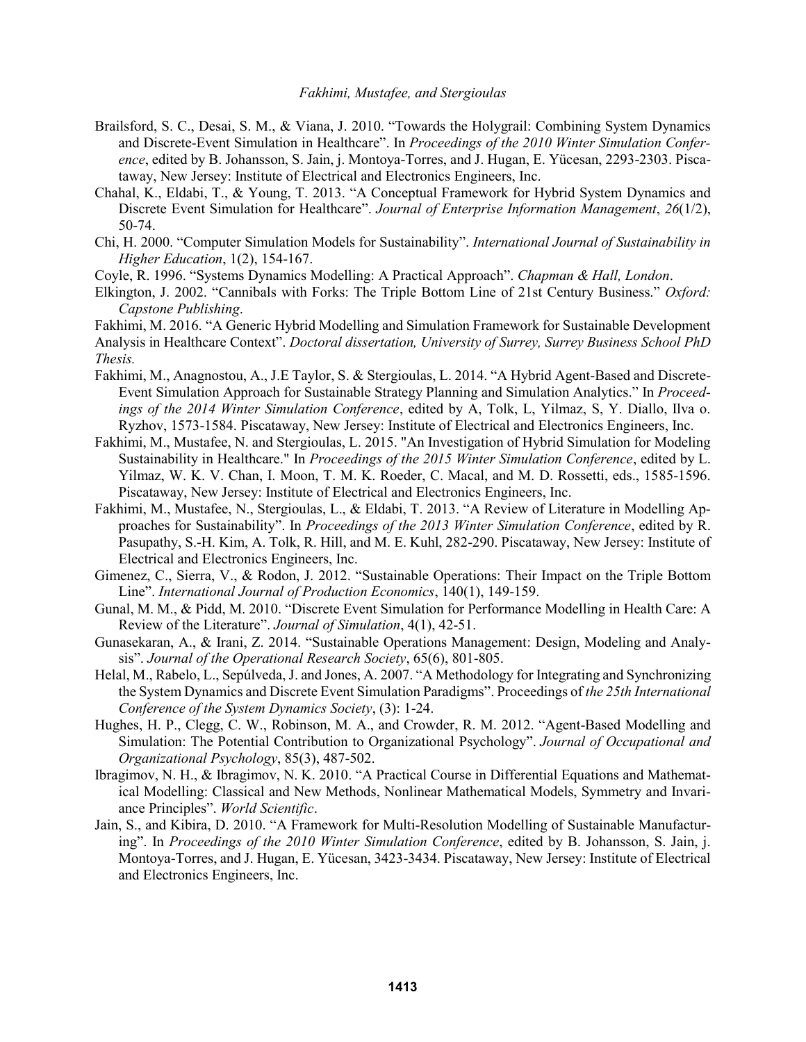Brailsford, S. C., Desai, S. M., & Viana, J. 2010. "Towards the Holygrail: Combining System Dynamics and Discrete-Event Simulation in Healthcare". In *Proceedings of the 2010 Winter Simulation Conference*, edited by B. Johansson, S. Jain, j. Montoya-Torres, and J. Hugan, E. Yücesan, 2293-2303. Piscataway, New Jersey: Institute of Electrical and Electronics Engineers, Inc.

Chahal, K., Eldabi, T., & Young, T. 2013. "A Conceptual Framework for Hybrid System Dynamics and Discrete Event Simulation for Healthcare". *Journal of Enterprise Information Management*, *26*(1/2), 50-74.

Chi, H. 2000. "Computer Simulation Models for Sustainability". *International Journal of Sustainability in Higher Education*, 1(2), 154-167.

Coyle, R. 1996. "Systems Dynamics Modelling: A Practical Approach". *Chapman & Hall, London*.

Elkington, J. 2002. "Cannibals with Forks: The Triple Bottom Line of 21st Century Business." *Oxford: Capstone Publishing*.

Fakhimi, M. 2016. "A Generic Hybrid Modelling and Simulation Framework for Sustainable Development Analysis in Healthcare Context". *Doctoral dissertation, University of Surrey, Surrey Business School PhD Thesis.*

Fakhimi, M., Anagnostou, A., J.E Taylor, S. & Stergioulas, L. 2014. "A Hybrid Agent-Based and Discrete-Event Simulation Approach for Sustainable Strategy Planning and Simulation Analytics." In *Proceedings of the 2014 Winter Simulation Conference*, edited by A, Tolk, L, Yilmaz, S, Y. Diallo, Ilva o. Ryzhov, 1573-1584. Piscataway, New Jersey: Institute of Electrical and Electronics Engineers, Inc.

Fakhimi, M., Mustafee, N. and Stergioulas, L. 2015. "An Investigation of Hybrid Simulation for Modeling Sustainability in Healthcare." In *Proceedings of the 2015 Winter Simulation Conference*, edited by L. Yilmaz, W. K. V. Chan, I. Moon, T. M. K. Roeder, C. Macal, and M. D. Rossetti, eds., 1585-1596. Piscataway, New Jersey: Institute of Electrical and Electronics Engineers, Inc.

Fakhimi, M., Mustafee, N., Stergioulas, L., & Eldabi, T. 2013. "A Review of Literature in Modelling Approaches for Sustainability". In *Proceedings of the 2013 Winter Simulation Conference*, edited by R. Pasupathy, S.-H. Kim, A. Tolk, R. Hill, and M. E. Kuhl, 282-290. Piscataway, New Jersey: Institute of Electrical and Electronics Engineers, Inc.

Gimenez, C., Sierra, V., & Rodon, J. 2012. "Sustainable Operations: Their Impact on the Triple Bottom Line". *International Journal of Production Economics*, 140(1), 149-159.

Gunal, M. M., & Pidd, M. 2010. "Discrete Event Simulation for Performance Modelling in Health Care: A Review of the Literature". *Journal of Simulation*, 4(1), 42-51.

Gunasekaran, A., & Irani, Z. 2014. "Sustainable Operations Management: Design, Modeling and Analysis". *Journal of the Operational Research Society*, 65(6), 801-805.

Helal, M., Rabelo, L., Sepúlveda, J. and Jones, A. 2007. "A Methodology for Integrating and Synchronizing the System Dynamics and Discrete Event Simulation Paradigms". Proceedings of *the 25th International Conference of the System Dynamics Society*, (3): 1-24.

Hughes, H. P., Clegg, C. W., Robinson, M. A., and Crowder, R. M. 2012. "Agent-Based Modelling and Simulation: The Potential Contribution to Organizational Psychology". *Journal of Occupational and Organizational Psychology*, 85(3), 487-502.

Ibragimov, N. H., & Ibragimov, N. K. 2010. "A Practical Course in Differential Equations and Mathematical Modelling: Classical and New Methods, Nonlinear Mathematical Models, Symmetry and Invariance Principles". *World Scientific*.

Jain, S., and Kibira, D. 2010. "A Framework for Multi-Resolution Modelling of Sustainable Manufacturing". In *Proceedings of the 2010 Winter Simulation Conference*, edited by B. Johansson, S. Jain, j. Montoya-Torres, and J. Hugan, E. Yücesan, 3423-3434. Piscataway, New Jersey: Institute of Electrical and Electronics Engineers, Inc.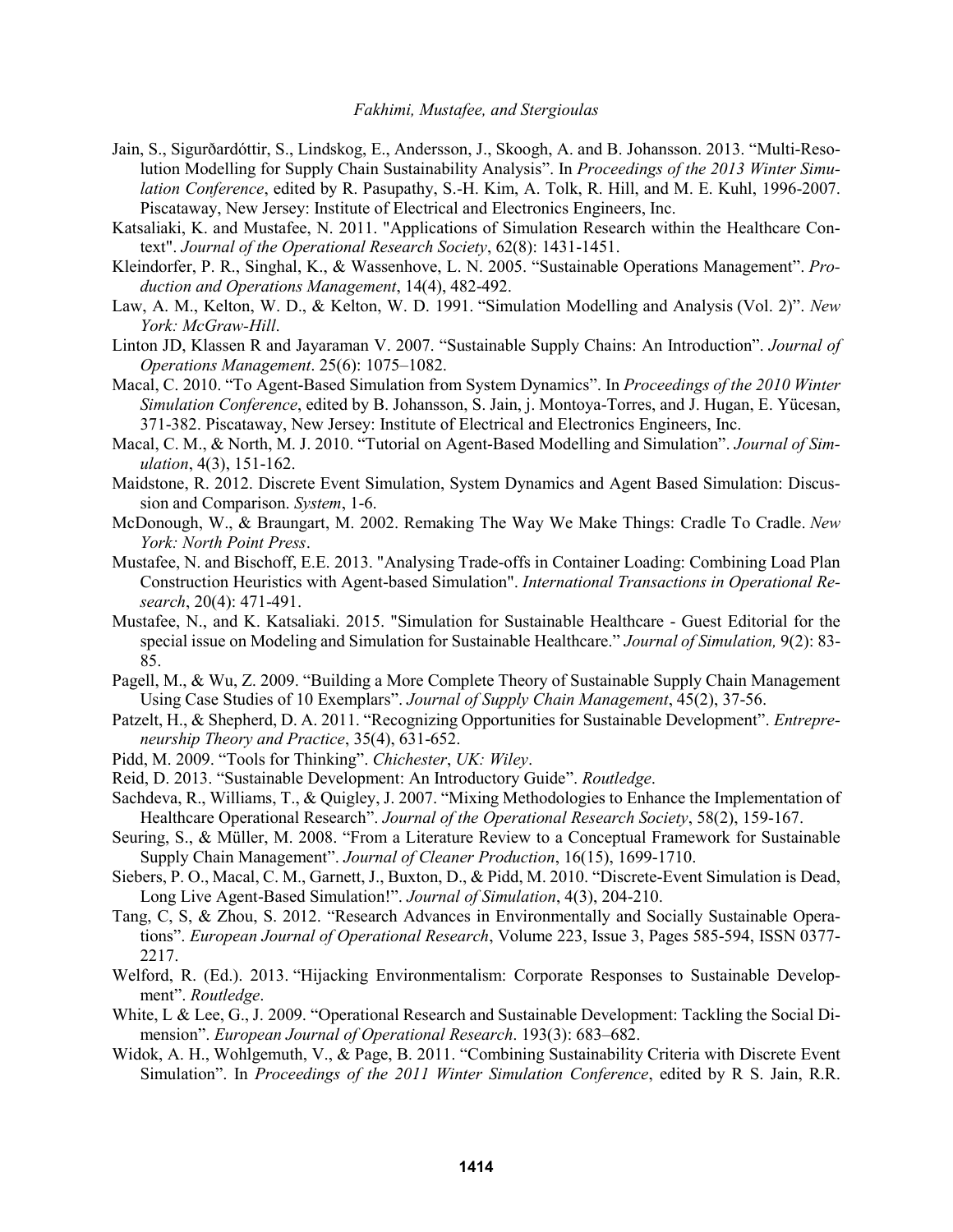Jain, S., Sigurðardóttir, S., Lindskog, E., Andersson, J., Skoogh, A. and B. Johansson. 2013. "Multi-Resolution Modelling for Supply Chain Sustainability Analysis". In *Proceedings of the 2013 Winter Simulation Conference*, edited by R. Pasupathy, S.-H. Kim, A. Tolk, R. Hill, and M. E. Kuhl, 1996-2007. Piscataway, New Jersey: Institute of Electrical and Electronics Engineers, Inc.

Katsaliaki, K. and Mustafee, N. 2011. "Applications of Simulation Research within the Healthcare Context". *Journal of the Operational Research Society*, 62(8): 1431-1451.

Kleindorfer, P. R., Singhal, K., & Wassenhove, L. N. 2005. "Sustainable Operations Management". *Production and Operations Management*, 14(4), 482-492.

Law, A. M., Kelton, W. D., & Kelton, W. D. 1991. "Simulation Modelling and Analysis (Vol. 2)". *New York: McGraw-Hill*.

Linton JD, Klassen R and Jayaraman V. 2007. "Sustainable Supply Chains: An Introduction". *Journal of Operations Management*. 25(6): 1075–1082.

Macal, C. 2010. "To Agent-Based Simulation from System Dynamics". In *Proceedings of the 2010 Winter Simulation Conference*, edited by B. Johansson, S. Jain, j. Montoya-Torres, and J. Hugan, E. Yücesan, 371-382. Piscataway, New Jersey: Institute of Electrical and Electronics Engineers, Inc.

Macal, C. M., & North, M. J. 2010. "Tutorial on Agent-Based Modelling and Simulation". *Journal of Simulation*, 4(3), 151-162.

Maidstone, R. 2012. Discrete Event Simulation, System Dynamics and Agent Based Simulation: Discussion and Comparison. *System*, 1-6.

McDonough, W., & Braungart, M. 2002. Remaking The Way We Make Things: Cradle To Cradle. *New York: North Point Press*.

Mustafee, N. and Bischoff, E.E. 2013. "Analysing Trade-offs in Container Loading: Combining Load Plan Construction Heuristics with Agent-based Simulation". *International Transactions in Operational Research*, 20(4): 471-491.

Mustafee, N., and K. Katsaliaki. 2015. "Simulation for Sustainable Healthcare - Guest Editorial for the special issue on Modeling and Simulation for Sustainable Healthcare." *Journal of Simulation,* 9(2): 83-85.

Pagell, M., & Wu, Z. 2009. "Building a More Complete Theory of Sustainable Supply Chain Management Using Case Studies of 10 Exemplars". *Journal of Supply Chain Management*, 45(2), 37-56.

Patzelt, H., & Shepherd, D. A. 2011. "Recognizing Opportunities for Sustainable Development". *Entrepreneurship Theory and Practice*, 35(4), 631-652.

Pidd, M. 2009. "Tools for Thinking". *Chichester*, *UK: Wiley*.

Reid, D. 2013. "Sustainable Development: An Introductory Guide". *Routledge*.

Sachdeva, R., Williams, T., & Quigley, J. 2007. "Mixing Methodologies to Enhance the Implementation of Healthcare Operational Research". *Journal of the Operational Research Society*, 58(2), 159-167.

Seuring, S., & Müller, M. 2008. "From a Literature Review to a Conceptual Framework for Sustainable Supply Chain Management". *Journal of Cleaner Production*, 16(15), 1699-1710.

Siebers, P. O., Macal, C. M., Garnett, J., Buxton, D., & Pidd, M. 2010. "Discrete-Event Simulation is Dead, Long Live Agent-Based Simulation!". *Journal of Simulation*, 4(3), 204-210.

Tang, C, S, & Zhou, S. 2012. "Research Advances in Environmentally and Socially Sustainable Operations". *European Journal of Operational Research*, Volume 223, Issue 3, Pages 585-594, ISSN 0377-2217.

Welford, R. (Ed.). 2013. "Hijacking Environmentalism: Corporate Responses to Sustainable Development". *Routledge*.

White, L & Lee, G., J. 2009. "Operational Research and Sustainable Development: Tackling the Social Dimension". *European Journal of Operational Research*. 193(3): 683–682.

Widok, A. H., Wohlgemuth, V., & Page, B. 2011. "Combining Sustainability Criteria with Discrete Event Simulation". In *Proceedings of the 2011 Winter Simulation Conference*, edited by R S. Jain, R.R.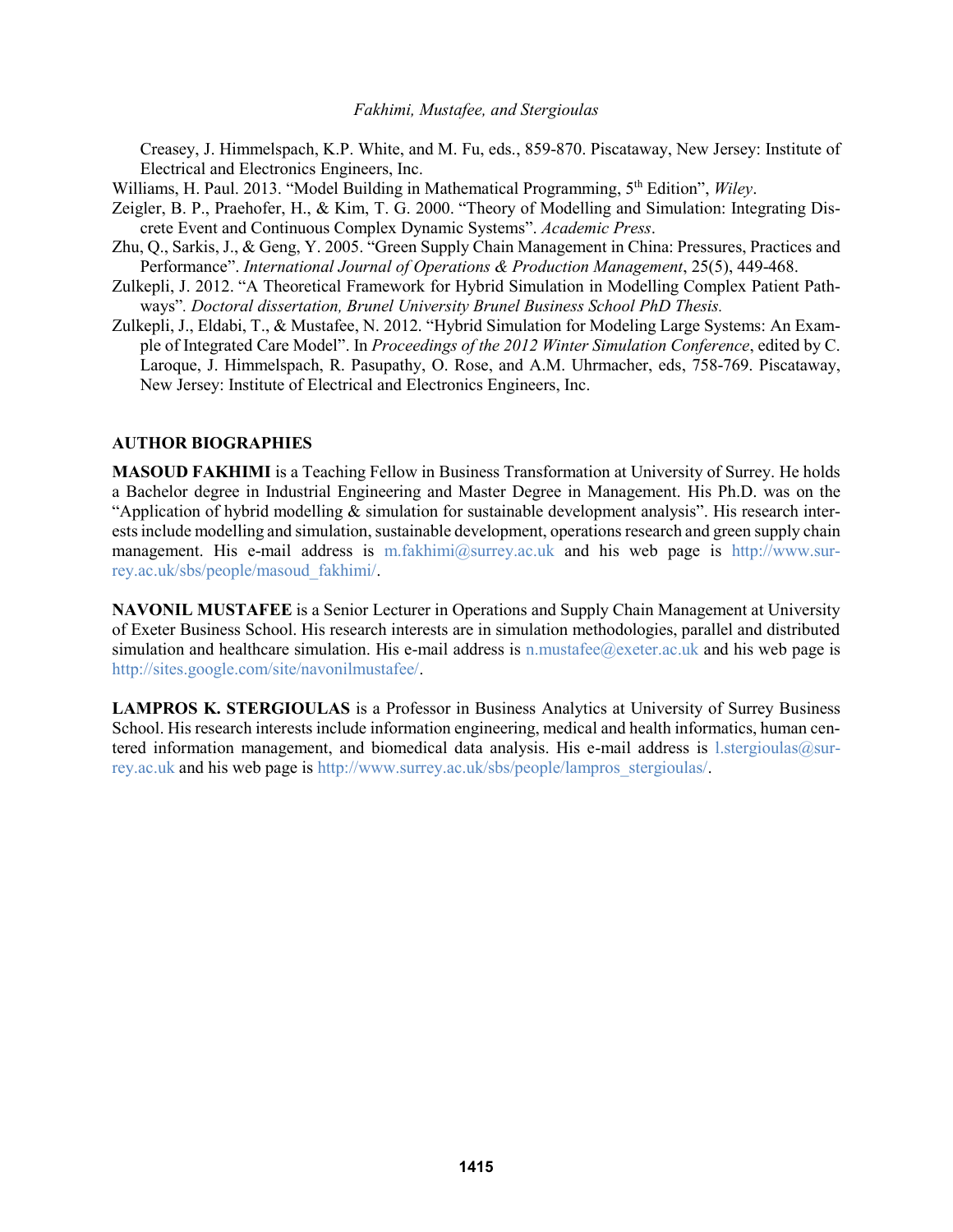Creasey, J. Himmelspach, K.P. White, and M. Fu, eds., 859-870. Piscataway, New Jersey: Institute of Electrical and Electronics Engineers, Inc.

Williams, H. Paul. 2013. "Model Building in Mathematical Programming, 5th Edition", *Wiley*.

Zeigler, B. P., Praehofer, H., & Kim, T. G. 2000. "Theory of Modelling and Simulation: Integrating Discrete Event and Continuous Complex Dynamic Systems". *Academic Press*.

Zhu, Q., Sarkis, J., & Geng, Y. 2005. "Green Supply Chain Management in China: Pressures, Practices and Performance". *International Journal of Operations & Production Management*, 25(5), 449-468.

Zulkepli, J. 2012. "A Theoretical Framework for Hybrid Simulation in Modelling Complex Patient Pathways". *Doctoral dissertation, Brunel University Brunel Business School PhD Thesis.*

Zulkepli, J., Eldabi, T., & Mustafee, N. 2012. "Hybrid Simulation for Modeling Large Systems: An Example of Integrated Care Model". In *Proceedings of the 2012 Winter Simulation Conference*, edited by C. Laroque, J. Himmelspach, R. Pasupathy, O. Rose, and A.M. Uhrmacher, eds, 758-769. Piscataway, New Jersey: Institute of Electrical and Electronics Engineers, Inc.

## AUTHOR BIOGRAPHIES

**MASOUD FAKHIMI** is a Teaching Fellow in Business Transformation at University of Surrey. He holds a Bachelor degree in Industrial Engineering and Master Degree in Management. His Ph.D. was on the "Application of hybrid modelling & simulation for sustainable development analysis". His research interests include modelling and simulation, sustainable development, operations research and green supply chain management. His e-mail address is m.fakhimi@surrey.ac.uk and his web page is http://www.surrey.ac.uk/sbs/people/masoud_fakhimi/.

**NAVONIL MUSTAFEE** is a Senior Lecturer in Operations and Supply Chain Management at University of Exeter Business School. His research interests are in simulation methodologies, parallel and distributed simulation and healthcare simulation. His e-mail address is n.mustafee@exeter.ac.uk and his web page is http://sites.google.com/site/navonilmustafee/.

**LAMPROS K. STERGIOULAS** is a Professor in Business Analytics at University of Surrey Business School. His research interests include information engineering, medical and health informatics, human centered information management, and biomedical data analysis. His e-mail address is l.stergioulas@surrey.ac.uk and his web page is http://www.surrey.ac.uk/sbs/people/lampros_stergioulas/.